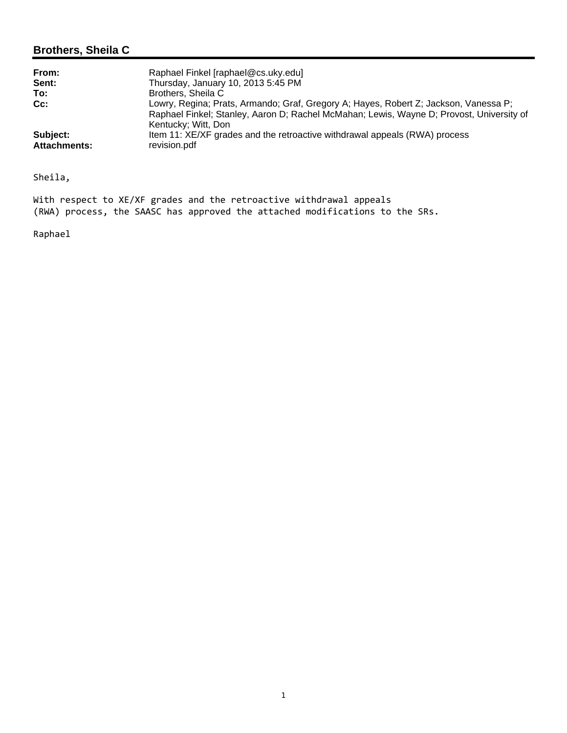## Brothers, Sheila C

| | |
|---|---|
| **From:** | Raphael Finkel [raphael@cs.uky.edu] |
| **Sent:** | Thursday, January 10, 2013 5:45 PM |
| **To:** | Brothers, Sheila C |
| **Cc:** | Lowry, Regina; Prats, Armando; Graf, Gregory A; Hayes, Robert Z; Jackson, Vanessa P; Raphael Finkel; Stanley, Aaron D; Rachel McMahan; Lewis, Wayne D; Provost, University of Kentucky; Witt, Don |
| **Subject:** | Item 11: XE/XF grades and the retroactive withdrawal appeals (RWA) process |
| **Attachments:** | revision.pdf |

Sheila,

With respect to XE/XF grades and the retroactive withdrawal appeals (RWA) process, the SAASC has approved the attached modifications to the SRs.

Raphael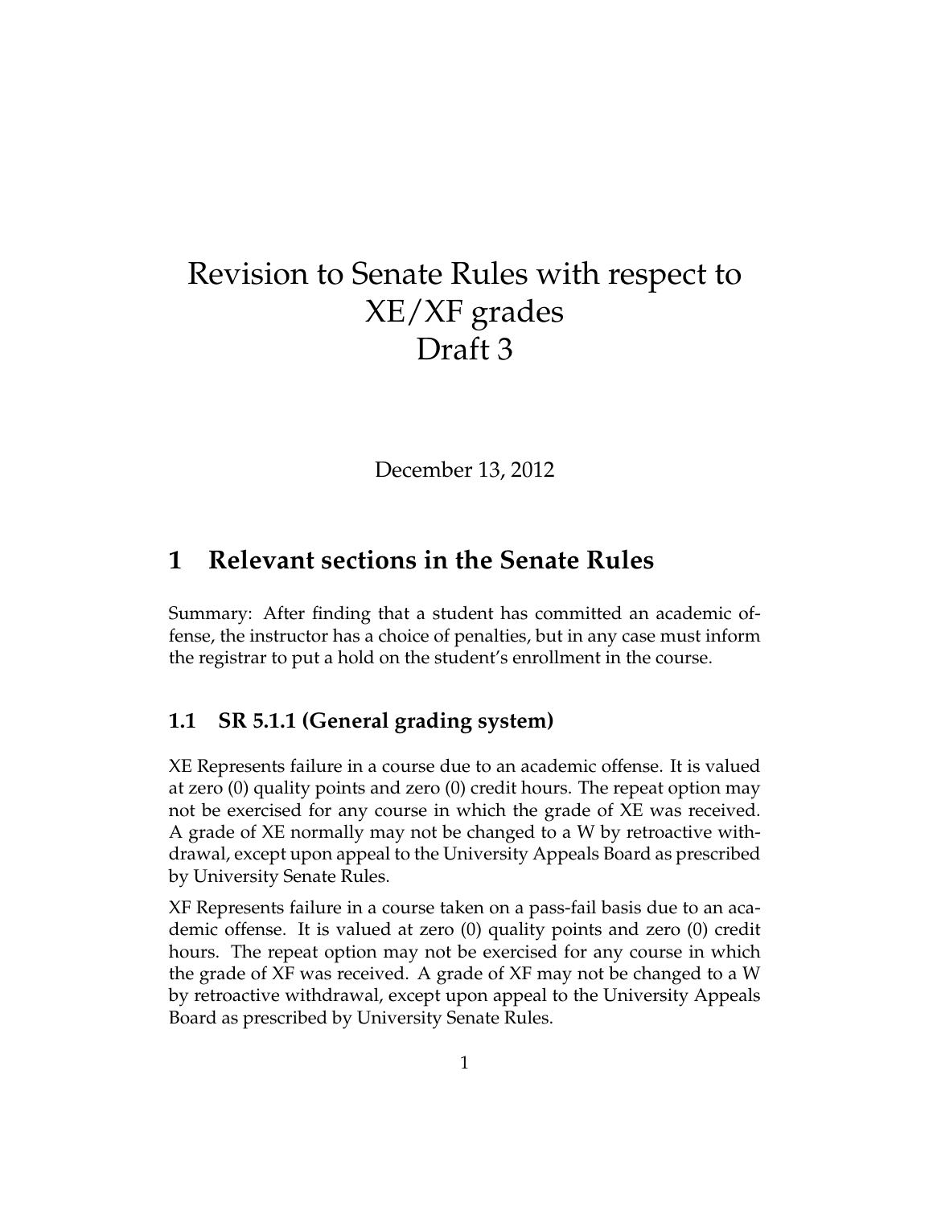# Revision to Senate Rules with respect to XE/XF grades
# Draft 3

December 13, 2012

## 1 Relevant sections in the Senate Rules

Summary: After finding that a student has committed an academic offense, the instructor has a choice of penalties, but in any case must inform the registrar to put a hold on the student's enrollment in the course.

### 1.1 SR 5.1.1 (General grading system)

XE Represents failure in a course due to an academic offense. It is valued at zero (0) quality points and zero (0) credit hours. The repeat option may not be exercised for any course in which the grade of XE was received. A grade of XE normally may not be changed to a W by retroactive withdrawal, except upon appeal to the University Appeals Board as prescribed by University Senate Rules.

XF Represents failure in a course taken on a pass-fail basis due to an academic offense. It is valued at zero (0) quality points and zero (0) credit hours. The repeat option may not be exercised for any course in which the grade of XF was received. A grade of XF may not be changed to a W by retroactive withdrawal, except upon appeal to the University Appeals Board as prescribed by University Senate Rules.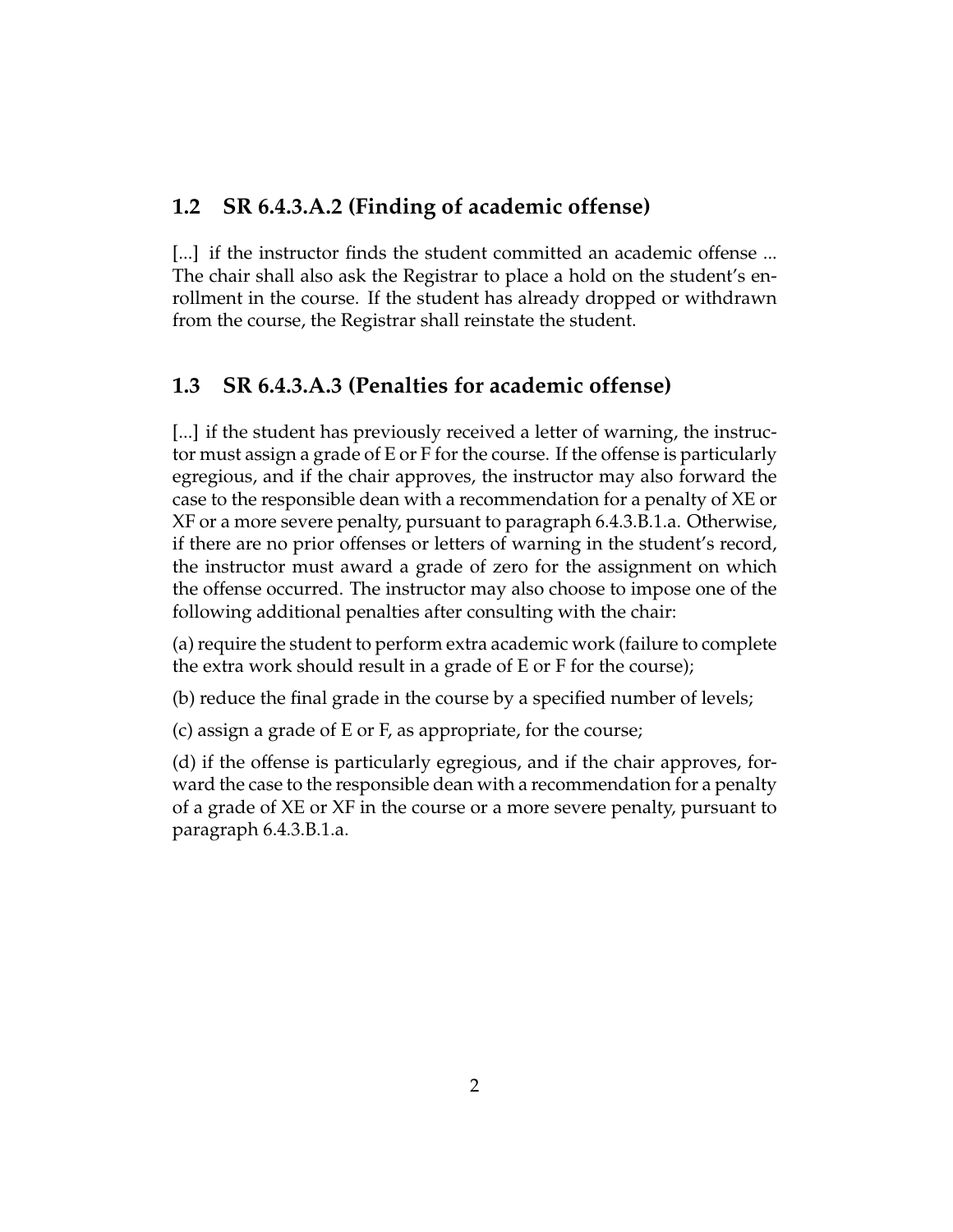## 1.2 SR 6.4.3.A.2 (Finding of academic offense)

[...] if the instructor finds the student committed an academic offense ... The chair shall also ask the Registrar to place a hold on the student's enrollment in the course. If the student has already dropped or withdrawn from the course, the Registrar shall reinstate the student.

## 1.3 SR 6.4.3.A.3 (Penalties for academic offense)

[...] if the student has previously received a letter of warning, the instructor must assign a grade of E or F for the course. If the offense is particularly egregious, and if the chair approves, the instructor may also forward the case to the responsible dean with a recommendation for a penalty of XE or XF or a more severe penalty, pursuant to paragraph 6.4.3.B.1.a. Otherwise, if there are no prior offenses or letters of warning in the student's record, the instructor must award a grade of zero for the assignment on which the offense occurred. The instructor may also choose to impose one of the following additional penalties after consulting with the chair:

(a) require the student to perform extra academic work (failure to complete the extra work should result in a grade of E or F for the course);

(b) reduce the final grade in the course by a specified number of levels;

(c) assign a grade of E or F, as appropriate, for the course;

(d) if the offense is particularly egregious, and if the chair approves, forward the case to the responsible dean with a recommendation for a penalty of a grade of XE or XF in the course or a more severe penalty, pursuant to paragraph 6.4.3.B.1.a.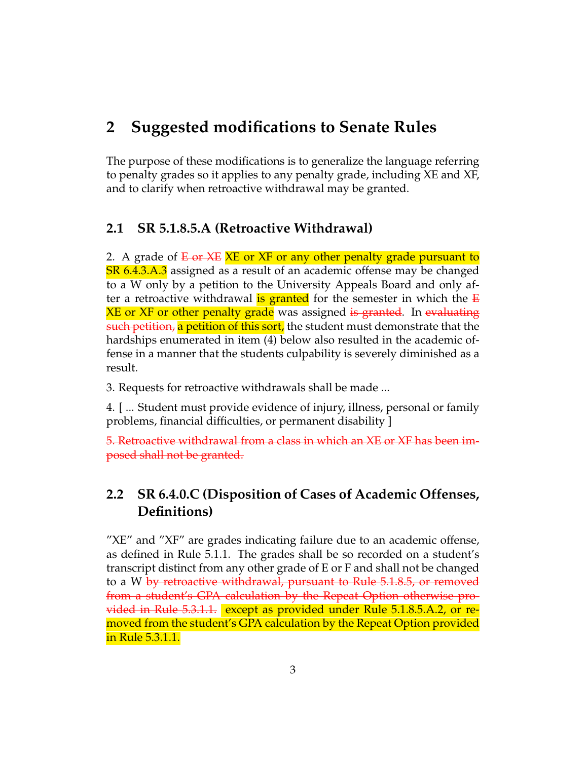## 2 Suggested modifications to Senate Rules

The purpose of these modifications is to generalize the language referring to penalty grades so it applies to any penalty grade, including XE and XF, and to clarify when retroactive withdrawal may be granted.

### 2.1 SR 5.1.8.5.A (Retroactive Withdrawal)

2. A grade of ~~E or XE~~ ==XE or XF or any other penalty grade pursuant to SR 6.4.3.A.3== assigned as a result of an academic offense may be changed to a W only by a petition to the University Appeals Board and only after a retroactive withdrawal ==is granted== for the semester in which the ~~E~~ ==XE or XF or other penalty grade== was assigned ~~is granted~~. In ~~evaluating such petition,~~ ==a petition of this sort,== the student must demonstrate that the hardships enumerated in item (4) below also resulted in the academic offense in a manner that the students culpability is severely diminished as a result.

3. Requests for retroactive withdrawals shall be made ...

4. [ ... Student must provide evidence of injury, illness, personal or family problems, financial difficulties, or permanent disability ]

~~5. Retroactive withdrawal from a class in which an XE or XF has been imposed shall not be granted.~~

### 2.2 SR 6.4.0.C (Disposition of Cases of Academic Offenses, Definitions)

"XE" and "XF" are grades indicating failure due to an academic offense, as defined in Rule 5.1.1. The grades shall be so recorded on a student's transcript distinct from any other grade of E or F and shall not be changed to a W ~~by retroactive withdrawal, pursuant to Rule 5.1.8.5, or removed from a student's GPA calculation by the Repeat Option otherwise provided in Rule 5.3.1.1.~~ ==except as provided under Rule 5.1.8.5.A.2, or removed from the student's GPA calculation by the Repeat Option provided in Rule 5.3.1.1.==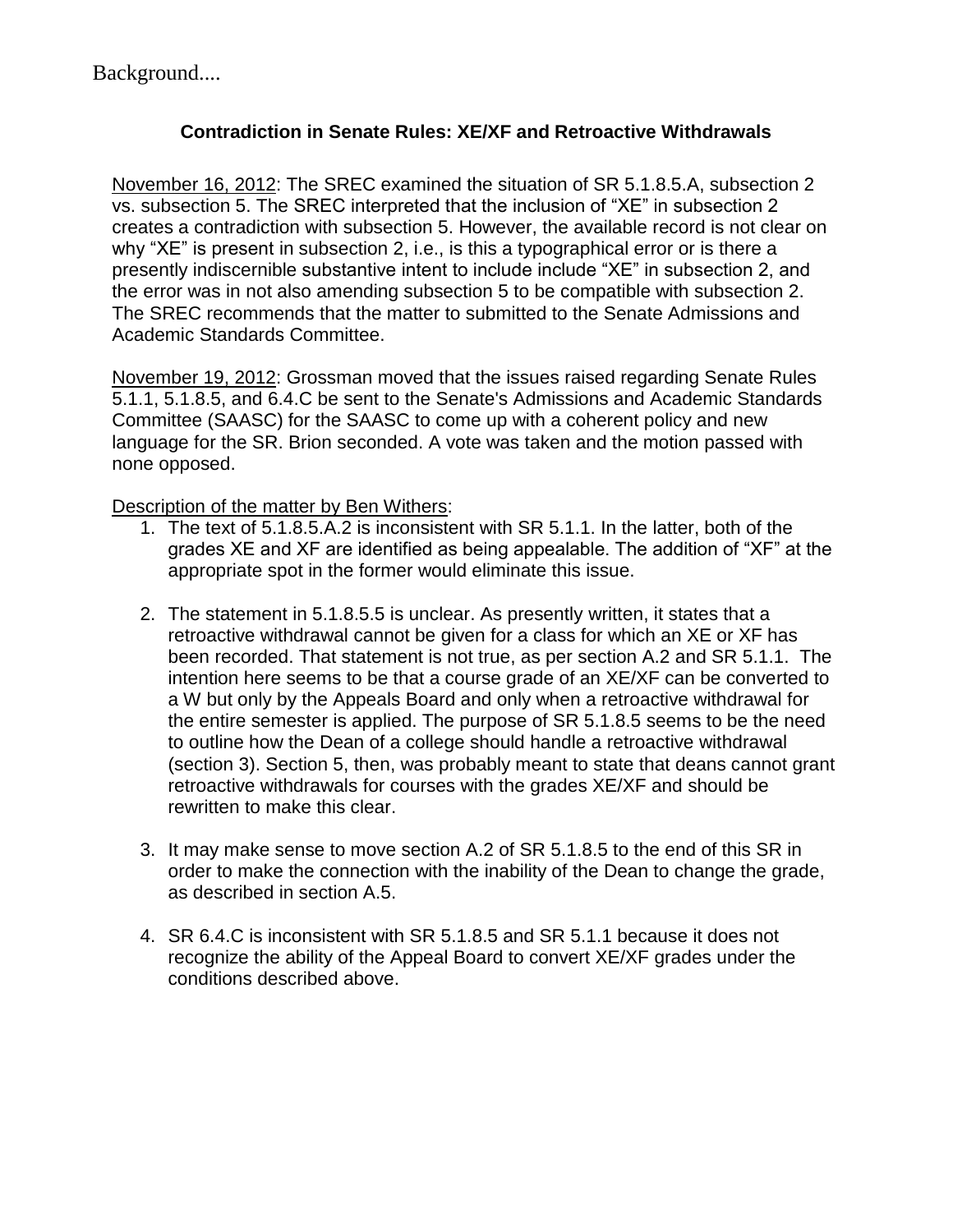Background....

## Contradiction in Senate Rules: XE/XF and Retroactive Withdrawals

<u>November 16, 2012</u>: The SREC examined the situation of SR 5.1.8.5.A, subsection 2 vs. subsection 5. The SREC interpreted that the inclusion of "XE" in subsection 2 creates a contradiction with subsection 5. However, the available record is not clear on why "XE" is present in subsection 2, i.e., is this a typographical error or is there a presently indiscernible substantive intent to include include "XE" in subsection 2, and the error was in not also amending subsection 5 to be compatible with subsection 2. The SREC recommends that the matter to submitted to the Senate Admissions and Academic Standards Committee.

<u>November 19, 2012</u>: Grossman moved that the issues raised regarding Senate Rules 5.1.1, 5.1.8.5, and 6.4.C be sent to the Senate's Admissions and Academic Standards Committee (SAASC) for the SAASC to come up with a coherent policy and new language for the SR. Brion seconded. A vote was taken and the motion passed with none opposed.

<u>Description of the matter by Ben Withers</u>:

1. The text of 5.1.8.5.A.2 is inconsistent with SR 5.1.1. In the latter, both of the grades XE and XF are identified as being appealable. The addition of "XF" at the appropriate spot in the former would eliminate this issue.

2. The statement in 5.1.8.5.5 is unclear. As presently written, it states that a retroactive withdrawal cannot be given for a class for which an XE or XF has been recorded. That statement is not true, as per section A.2 and SR 5.1.1. The intention here seems to be that a course grade of an XE/XF can be converted to a W but only by the Appeals Board and only when a retroactive withdrawal for the entire semester is applied. The purpose of SR 5.1.8.5 seems to be the need to outline how the Dean of a college should handle a retroactive withdrawal (section 3). Section 5, then, was probably meant to state that deans cannot grant retroactive withdrawals for courses with the grades XE/XF and should be rewritten to make this clear.

3. It may make sense to move section A.2 of SR 5.1.8.5 to the end of this SR in order to make the connection with the inability of the Dean to change the grade, as described in section A.5.

4. SR 6.4.C is inconsistent with SR 5.1.8.5 and SR 5.1.1 because it does not recognize the ability of the Appeal Board to convert XE/XF grades under the conditions described above.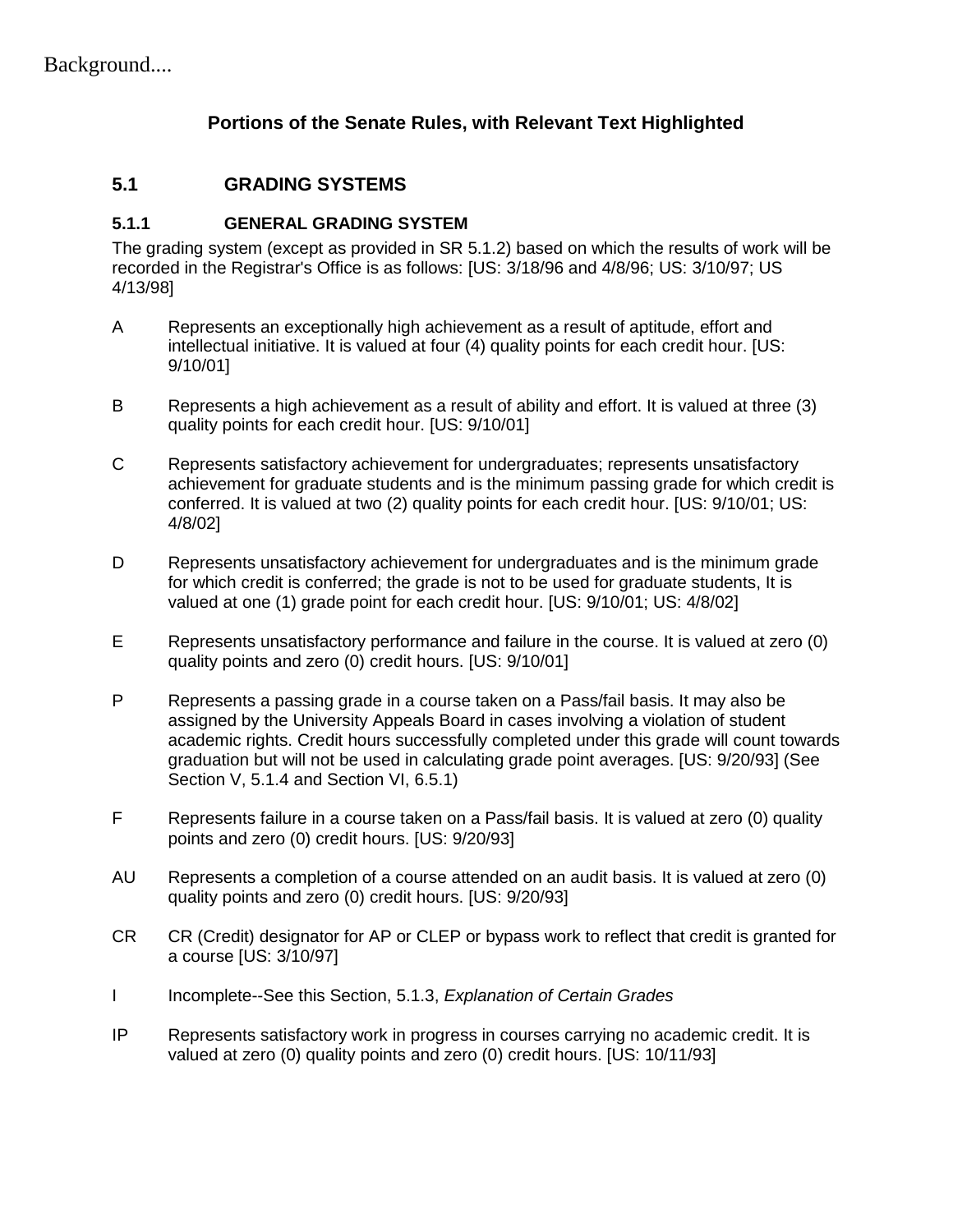Background....

## Portions of the Senate Rules, with Relevant Text Highlighted

### 5.1 GRADING SYSTEMS

#### 5.1.1 GENERAL GRADING SYSTEM

The grading system (except as provided in SR 5.1.2) based on which the results of work will be recorded in the Registrar's Office is as follows: [US: 3/18/96 and 4/8/96; US: 3/10/97; US 4/13/98]

A Represents an exceptionally high achievement as a result of aptitude, effort and intellectual initiative. It is valued at four (4) quality points for each credit hour. [US: 9/10/01]

B Represents a high achievement as a result of ability and effort. It is valued at three (3) quality points for each credit hour. [US: 9/10/01]

C Represents satisfactory achievement for undergraduates; represents unsatisfactory achievement for graduate students and is the minimum passing grade for which credit is conferred. It is valued at two (2) quality points for each credit hour. [US: 9/10/01; US: 4/8/02]

D Represents unsatisfactory achievement for undergraduates and is the minimum grade for which credit is conferred; the grade is not to be used for graduate students, It is valued at one (1) grade point for each credit hour. [US: 9/10/01; US: 4/8/02]

E Represents unsatisfactory performance and failure in the course. It is valued at zero (0) quality points and zero (0) credit hours. [US: 9/10/01]

P Represents a passing grade in a course taken on a Pass/fail basis. It may also be assigned by the University Appeals Board in cases involving a violation of student academic rights. Credit hours successfully completed under this grade will count towards graduation but will not be used in calculating grade point averages. [US: 9/20/93] (See Section V, 5.1.4 and Section VI, 6.5.1)

F Represents failure in a course taken on a Pass/fail basis. It is valued at zero (0) quality points and zero (0) credit hours. [US: 9/20/93]

AU Represents a completion of a course attended on an audit basis. It is valued at zero (0) quality points and zero (0) credit hours. [US: 9/20/93]

CR CR (Credit) designator for AP or CLEP or bypass work to reflect that credit is granted for a course [US: 3/10/97]

I Incomplete--See this Section, 5.1.3, *Explanation of Certain Grades*

IP Represents satisfactory work in progress in courses carrying no academic credit. It is valued at zero (0) quality points and zero (0) credit hours. [US: 10/11/93]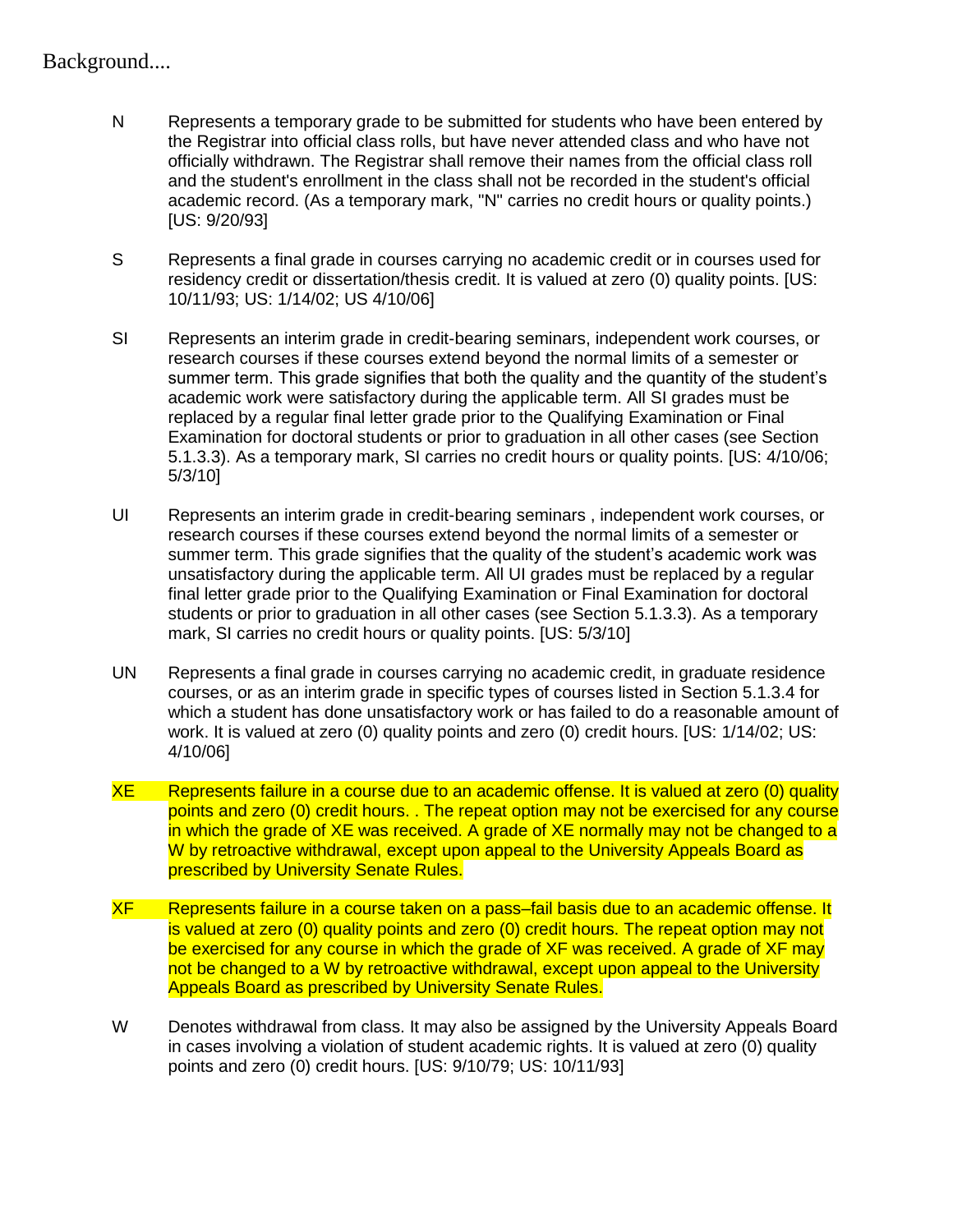Background....

N Represents a temporary grade to be submitted for students who have been entered by the Registrar into official class rolls, but have never attended class and who have not officially withdrawn. The Registrar shall remove their names from the official class roll and the student's enrollment in the class shall not be recorded in the student's official academic record. (As a temporary mark, "N" carries no credit hours or quality points.) [US: 9/20/93]

S Represents a final grade in courses carrying no academic credit or in courses used for residency credit or dissertation/thesis credit. It is valued at zero (0) quality points. [US: 10/11/93; US: 1/14/02; US 4/10/06]

SI Represents an interim grade in credit-bearing seminars, independent work courses, or research courses if these courses extend beyond the normal limits of a semester or summer term. This grade signifies that both the quality and the quantity of the student's academic work were satisfactory during the applicable term. All SI grades must be replaced by a regular final letter grade prior to the Qualifying Examination or Final Examination for doctoral students or prior to graduation in all other cases (see Section 5.1.3.3). As a temporary mark, SI carries no credit hours or quality points. [US: 4/10/06; 5/3/10]

UI Represents an interim grade in credit-bearing seminars , independent work courses, or research courses if these courses extend beyond the normal limits of a semester or summer term. This grade signifies that the quality of the student's academic work was unsatisfactory during the applicable term. All UI grades must be replaced by a regular final letter grade prior to the Qualifying Examination or Final Examination for doctoral students or prior to graduation in all other cases (see Section 5.1.3.3). As a temporary mark, SI carries no credit hours or quality points. [US: 5/3/10]

UN Represents a final grade in courses carrying no academic credit, in graduate residence courses, or as an interim grade in specific types of courses listed in Section 5.1.3.4 for which a student has done unsatisfactory work or has failed to do a reasonable amount of work. It is valued at zero (0) quality points and zero (0) credit hours. [US: 1/14/02; US: 4/10/06]

XE Represents failure in a course due to an academic offense. It is valued at zero (0) quality points and zero (0) credit hours. . The repeat option may not be exercised for any course in which the grade of XE was received. A grade of XE normally may not be changed to a W by retroactive withdrawal, except upon appeal to the University Appeals Board as prescribed by University Senate Rules.

XF Represents failure in a course taken on a pass–fail basis due to an academic offense. It is valued at zero (0) quality points and zero (0) credit hours. The repeat option may not be exercised for any course in which the grade of XF was received. A grade of XF may not be changed to a W by retroactive withdrawal, except upon appeal to the University Appeals Board as prescribed by University Senate Rules.

W Denotes withdrawal from class. It may also be assigned by the University Appeals Board in cases involving a violation of student academic rights. It is valued at zero (0) quality points and zero (0) credit hours. [US: 9/10/79; US: 10/11/93]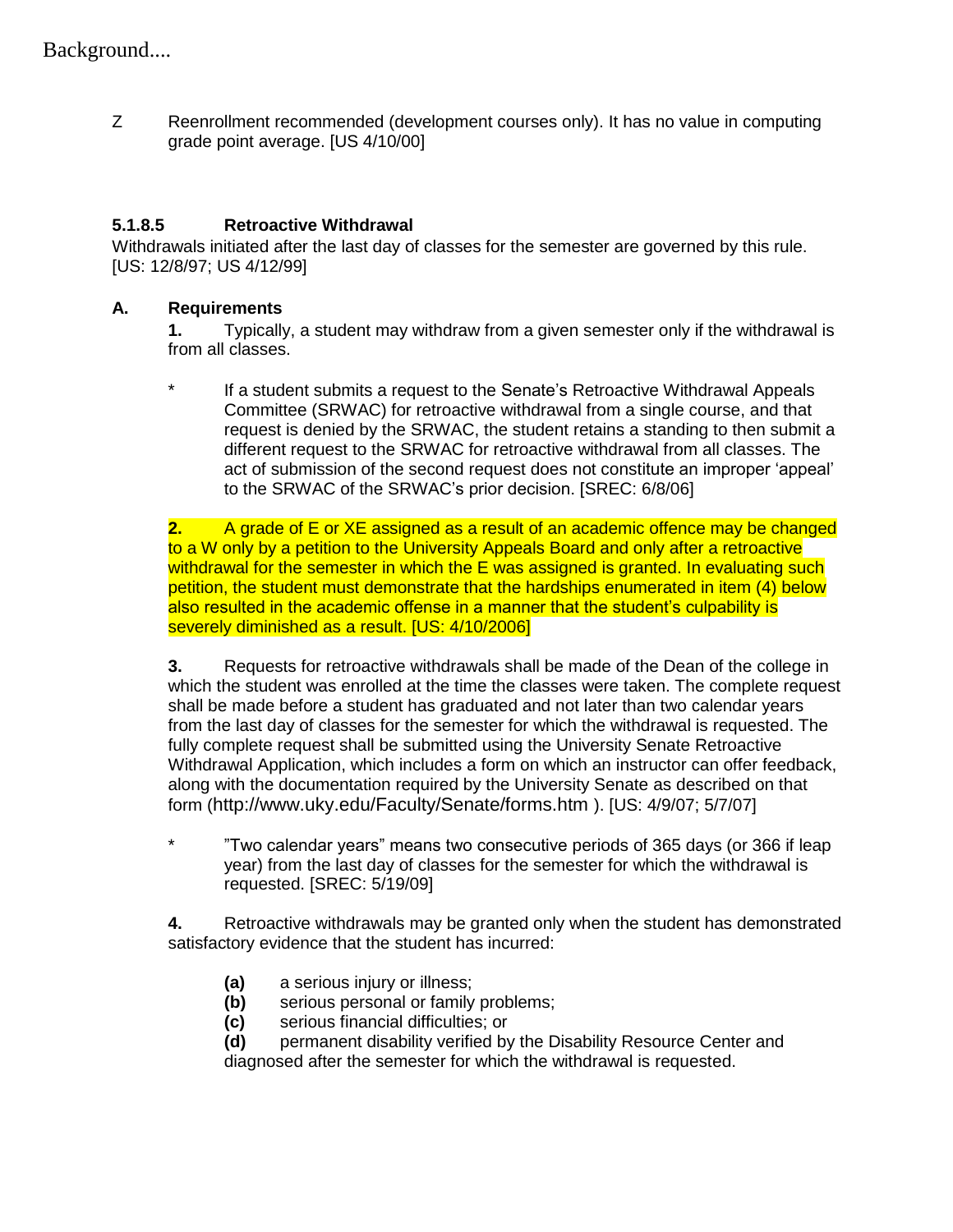Background....

Z Reenrollment recommended (development courses only). It has no value in computing grade point average. [US 4/10/00]

### 5.1.8.5 Retroactive Withdrawal

Withdrawals initiated after the last day of classes for the semester are governed by this rule. [US: 12/8/97; US 4/12/99]

**A. Requirements**

**1.** Typically, a student may withdraw from a given semester only if the withdrawal is from all classes.

* If a student submits a request to the Senate's Retroactive Withdrawal Appeals Committee (SRWAC) for retroactive withdrawal from a single course, and that request is denied by the SRWAC, the student retains a standing to then submit a different request to the SRWAC for retroactive withdrawal from all classes. The act of submission of the second request does not constitute an improper 'appeal' to the SRWAC of the SRWAC's prior decision. [SREC: 6/8/06]

**2.** A grade of E or XE assigned as a result of an academic offence may be changed to a W only by a petition to the University Appeals Board and only after a retroactive withdrawal for the semester in which the E was assigned is granted. In evaluating such petition, the student must demonstrate that the hardships enumerated in item (4) below also resulted in the academic offense in a manner that the student's culpability is severely diminished as a result. [US: 4/10/2006]

**3.** Requests for retroactive withdrawals shall be made of the Dean of the college in which the student was enrolled at the time the classes were taken. The complete request shall be made before a student has graduated and not later than two calendar years from the last day of classes for the semester for which the withdrawal is requested. The fully complete request shall be submitted using the University Senate Retroactive Withdrawal Application, which includes a form on which an instructor can offer feedback, along with the documentation required by the University Senate as described on that form (http://www.uky.edu/Faculty/Senate/forms.htm ). [US: 4/9/07; 5/7/07]

* "Two calendar years" means two consecutive periods of 365 days (or 366 if leap year) from the last day of classes for the semester for which the withdrawal is requested. [SREC: 5/19/09]

**4.** Retroactive withdrawals may be granted only when the student has demonstrated satisfactory evidence that the student has incurred:

**(a)** a serious injury or illness;
**(b)** serious personal or family problems;
**(c)** serious financial difficulties; or
**(d)** permanent disability verified by the Disability Resource Center and diagnosed after the semester for which the withdrawal is requested.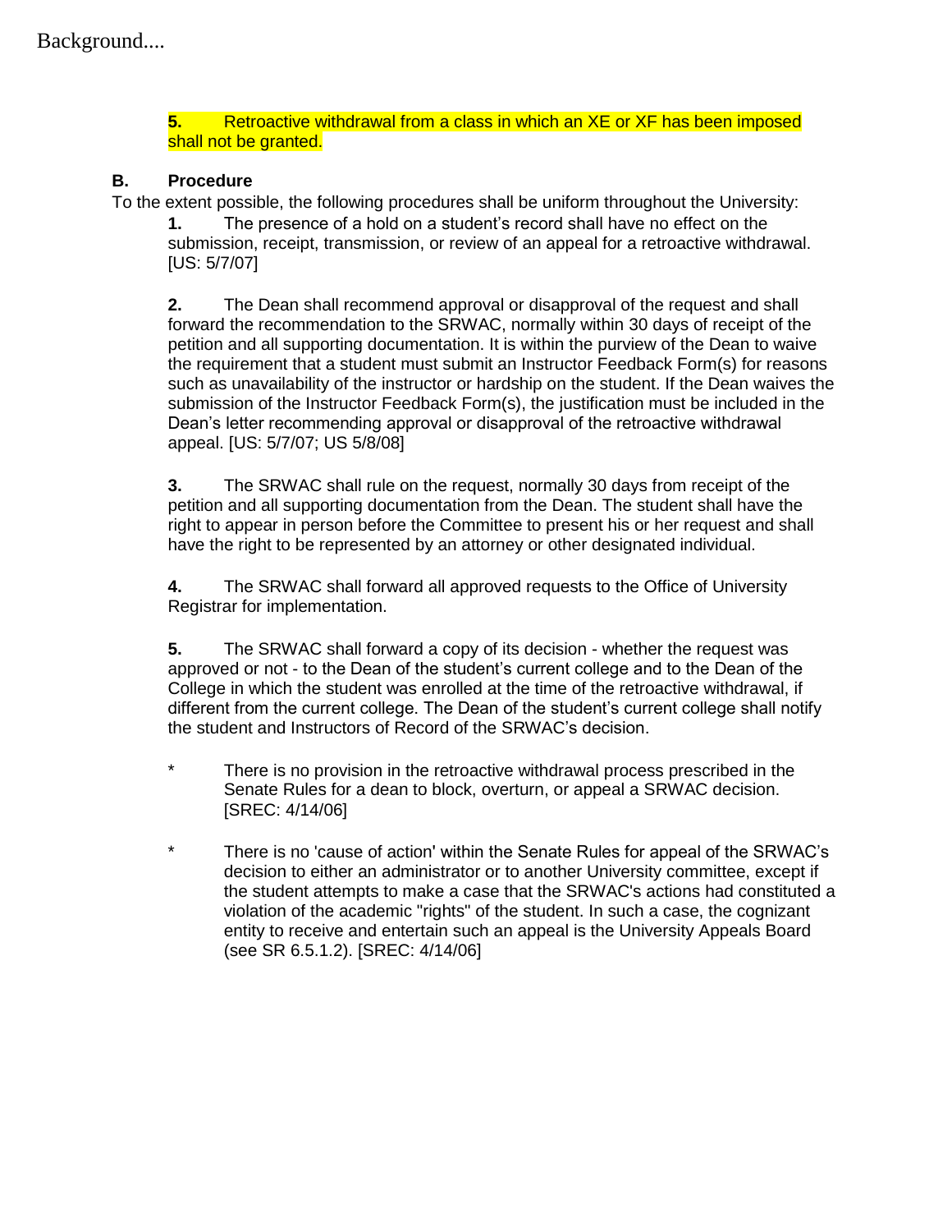Background....

**5.** Retroactive withdrawal from a class in which an XE or XF has been imposed shall not be granted.

**B. Procedure**

To the extent possible, the following procedures shall be uniform throughout the University:

**1.** The presence of a hold on a student's record shall have no effect on the submission, receipt, transmission, or review of an appeal for a retroactive withdrawal. [US: 5/7/07]

**2.** The Dean shall recommend approval or disapproval of the request and shall forward the recommendation to the SRWAC, normally within 30 days of receipt of the petition and all supporting documentation. It is within the purview of the Dean to waive the requirement that a student must submit an Instructor Feedback Form(s) for reasons such as unavailability of the instructor or hardship on the student. If the Dean waives the submission of the Instructor Feedback Form(s), the justification must be included in the Dean's letter recommending approval or disapproval of the retroactive withdrawal appeal. [US: 5/7/07; US 5/8/08]

**3.** The SRWAC shall rule on the request, normally 30 days from receipt of the petition and all supporting documentation from the Dean. The student shall have the right to appear in person before the Committee to present his or her request and shall have the right to be represented by an attorney or other designated individual.

**4.** The SRWAC shall forward all approved requests to the Office of University Registrar for implementation.

**5.** The SRWAC shall forward a copy of its decision - whether the request was approved or not - to the Dean of the student's current college and to the Dean of the College in which the student was enrolled at the time of the retroactive withdrawal, if different from the current college. The Dean of the student's current college shall notify the student and Instructors of Record of the SRWAC's decision.

\* There is no provision in the retroactive withdrawal process prescribed in the Senate Rules for a dean to block, overturn, or appeal a SRWAC decision. [SREC: 4/14/06]

\* There is no 'cause of action' within the Senate Rules for appeal of the SRWAC's decision to either an administrator or to another University committee, except if the student attempts to make a case that the SRWAC's actions had constituted a violation of the academic "rights" of the student. In such a case, the cognizant entity to receive and entertain such an appeal is the University Appeals Board (see SR 6.5.1.2). [SREC: 4/14/06]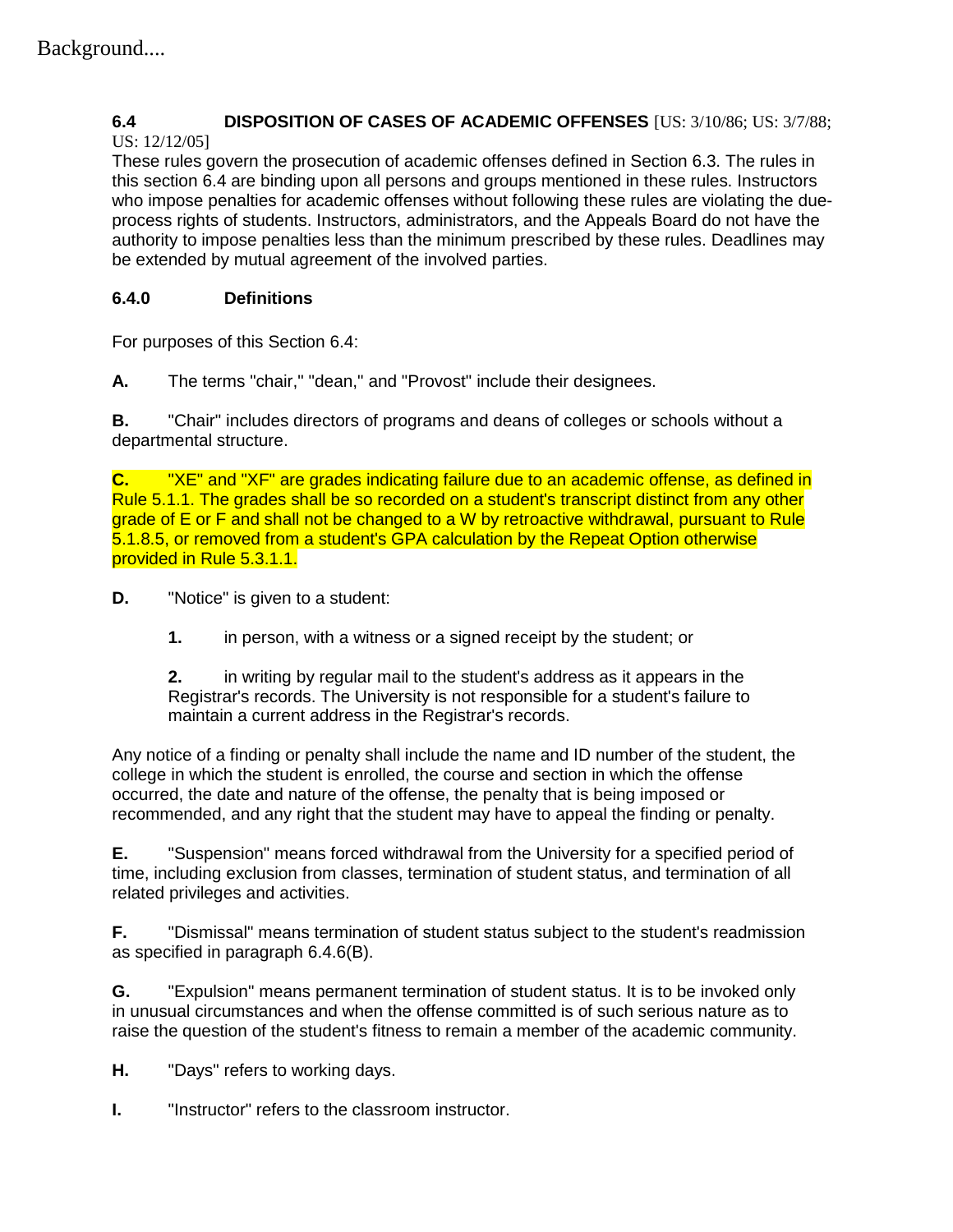Background....

### 6.4 DISPOSITION OF CASES OF ACADEMIC OFFENSES [US: 3/10/86; US: 3/7/88; US: 12/12/05]

These rules govern the prosecution of academic offenses defined in Section 6.3. The rules in this section 6.4 are binding upon all persons and groups mentioned in these rules. Instructors who impose penalties for academic offenses without following these rules are violating the due-process rights of students. Instructors, administrators, and the Appeals Board do not have the authority to impose penalties less than the minimum prescribed by these rules. Deadlines may be extended by mutual agreement of the involved parties.

#### 6.4.0 Definitions

For purposes of this Section 6.4:

**A.** The terms "chair," "dean," and "Provost" include their designees.

**B.** "Chair" includes directors of programs and deans of colleges or schools without a departmental structure.

**C.** "XE" and "XF" are grades indicating failure due to an academic offense, as defined in Rule 5.1.1. The grades shall be so recorded on a student's transcript distinct from any other grade of E or F and shall not be changed to a W by retroactive withdrawal, pursuant to Rule 5.1.8.5, or removed from a student's GPA calculation by the Repeat Option otherwise provided in Rule 5.3.1.1.

**D.** "Notice" is given to a student:

> **1.** in person, with a witness or a signed receipt by the student; or
>
> **2.** in writing by regular mail to the student's address as it appears in the Registrar's records. The University is not responsible for a student's failure to maintain a current address in the Registrar's records.

Any notice of a finding or penalty shall include the name and ID number of the student, the college in which the student is enrolled, the course and section in which the offense occurred, the date and nature of the offense, the penalty that is being imposed or recommended, and any right that the student may have to appeal the finding or penalty.

**E.** "Suspension" means forced withdrawal from the University for a specified period of time, including exclusion from classes, termination of student status, and termination of all related privileges and activities.

**F.** "Dismissal" means termination of student status subject to the student's readmission as specified in paragraph 6.4.6(B).

**G.** "Expulsion" means permanent termination of student status. It is to be invoked only in unusual circumstances and when the offense committed is of such serious nature as to raise the question of the student's fitness to remain a member of the academic community.

**H.** "Days" refers to working days.

**I.** "Instructor" refers to the classroom instructor.